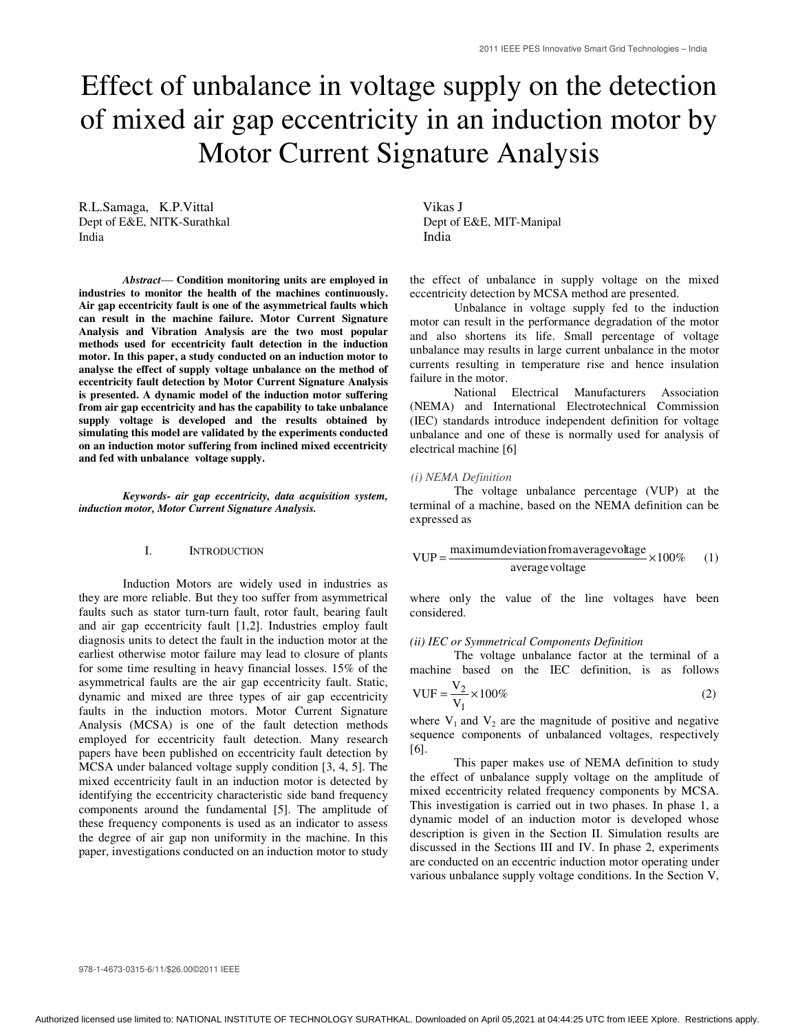# Effect of unbalance in voltage supply on the detection of mixed air gap eccentricity in an induction motor by Motor Current Signature Analysis

R.L.Samaga, K.P.Vittal
Dept of E&E, NITK-Surathkal
India

Vikas J
Dept of E&E, MIT-Manipal
India

***Abstract*— Condition monitoring units are employed in industries to monitor the health of the machines continuously. Air gap eccentricity fault is one of the asymmetrical faults which can result in the machine failure. Motor Current Signature Analysis and Vibration Analysis are the two most popular methods used for eccentricity fault detection in the induction motor. In this paper, a study conducted on an induction motor to analyse the effect of supply voltage unbalance on the method of eccentricity fault detection by Motor Current Signature Analysis is presented. A dynamic model of the induction motor suffering from air gap eccentricity and has the capability to take unbalance supply voltage is developed and the results obtained by simulating this model are validated by the experiments conducted on an induction motor suffering from inclined mixed eccentricity and fed with unbalance voltage supply.**

***Keywords- air gap eccentricity, data acquisition system, induction motor, Motor Current Signature Analysis.***

## I. Introduction

Induction Motors are widely used in industries as they are more reliable. But they too suffer from asymmetrical faults such as stator turn-turn fault, rotor fault, bearing fault and air gap eccentricity fault [1,2]. Industries employ fault diagnosis units to detect the fault in the induction motor at the earliest otherwise motor failure may lead to closure of plants for some time resulting in heavy financial losses. 15% of the asymmetrical faults are the air gap eccentricity fault. Static, dynamic and mixed are three types of air gap eccentricity faults in the induction motors. Motor Current Signature Analysis (MCSA) is one of the fault detection methods employed for eccentricity fault detection. Many research papers have been published on eccentricity fault detection by MCSA under balanced voltage supply condition [3, 4, 5]. The mixed eccentricity fault in an induction motor is detected by identifying the eccentricity characteristic side band frequency components around the fundamental [5]. The amplitude of these frequency components is used as an indicator to assess the degree of air gap non uniformity in the machine. In this paper, investigations conducted on an induction motor to study the effect of unbalance in supply voltage on the mixed eccentricity detection by MCSA method are presented.

Unbalance in voltage supply fed to the induction motor can result in the performance degradation of the motor and also shortens its life. Small percentage of voltage unbalance may results in large current unbalance in the motor currents resulting in temperature rise and hence insulation failure in the motor.

National Electrical Manufacturers Association (NEMA) and International Electrotechnical Commission (IEC) standards introduce independent definition for voltage unbalance and one of these is normally used for analysis of electrical machine [6]

*(i) NEMA Definition*

The voltage unbalance percentage (VUP) at the terminal of a machine, based on the NEMA definition can be expressed as

$$\mathrm{VUP} = \frac{\text{maximum deviation from average voltage}}{\text{average voltage}} \times 100\% \qquad (1)$$

where only the value of the line voltages have been considered.

*(ii) IEC or Symmetrical Components Definition*

The voltage unbalance factor at the terminal of a machine based on the IEC definition, is as follows

$$\mathrm{VUF} = \frac{V_2}{V_1} \times 100\% \qquad (2)$$

where $V_1$ and $V_2$ are the magnitude of positive and negative sequence components of unbalanced voltages, respectively [6].

This paper makes use of NEMA definition to study the effect of unbalance supply voltage on the amplitude of mixed eccentricity related frequency components by MCSA. This investigation is carried out in two phases. In phase 1, a dynamic model of an induction motor is developed whose description is given in the Section II. Simulation results are discussed in the Sections III and IV. In phase 2, experiments are conducted on an eccentric induction motor operating under various unbalance supply voltage conditions. In the Section V,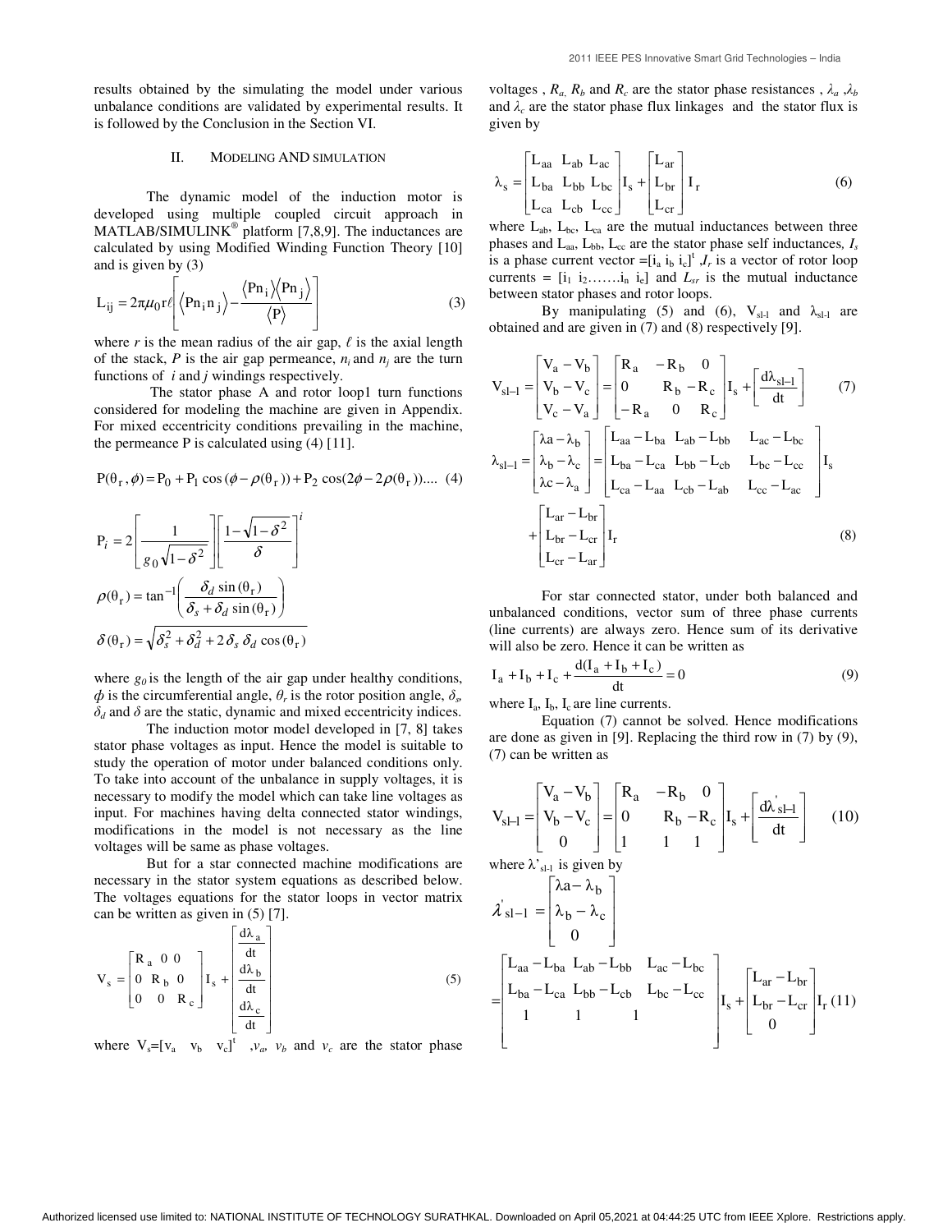results obtained by the simulating the model under various unbalance conditions are validated by experimental results. It is followed by the Conclusion in the Section VI.

## II. MODELING AND SIMULATION

The dynamic model of the induction motor is developed using multiple coupled circuit approach in MATLAB/SIMULINK® platform [7,8,9]. The inductances are calculated by using Modified Winding Function Theory [10] and is given by (3)

$$L_{ij} = 2\pi\mu_0 r\ell\left[\langle Pn_i n_j\rangle - \frac{\langle Pn_i\rangle\langle Pn_j\rangle}{\langle P\rangle}\right] \quad (3)$$

where $r$ is the mean radius of the air gap, $\ell$ is the axial length of the stack, $P$ is the air gap permeance, $n_i$ and $n_j$ are the turn functions of $i$ and $j$ windings respectively.

The stator phase A and rotor loop1 turn functions considered for modeling the machine are given in Appendix. For mixed eccentricity conditions prevailing in the machine, the permeance P is calculated using (4) [11].

$$P(\theta_r, \phi) = P_0 + P_1\cos(\phi - \rho(\theta_r)) + P_2\cos(2\phi - 2\rho(\theta_r)) .... \quad (4)$$

$$P_i = 2\left[\frac{1}{g_0\sqrt{1-\delta^2}}\right]\left[\frac{1-\sqrt{1-\delta^2}}{\delta}\right]^i$$

$$\rho(\theta_r) = \tan^{-1}\left(\frac{\delta_d \sin(\theta_r)}{\delta_s + \delta_d \sin(\theta_r)}\right)$$

$$\delta(\theta_r) = \sqrt{\delta_s^2 + \delta_d^2 + 2\delta_s\delta_d\cos(\theta_r)}$$

where $g_0$ is the length of the air gap under healthy conditions, $\phi$ is the circumferential angle, $\theta_r$ is the rotor position angle, $\delta_s$, $\delta_d$ and $\delta$ are the static, dynamic and mixed eccentricity indices.

The induction motor model developed in [7, 8] takes stator phase voltages as input. Hence the model is suitable to study the operation of motor under balanced conditions only. To take into account of the unbalance in supply voltages, it is necessary to modify the model which can take line voltages as input. For machines having delta connected stator windings, modifications in the model is not necessary as the line voltages will be same as phase voltages.

But for a star connected machine modifications are necessary in the stator system equations as described below. The voltages equations for the stator loops in vector matrix can be written as given in (5) [7].

$$V_s = \begin{bmatrix} R_a & 0 & 0 \\ 0 & R_b & 0 \\ 0 & 0 & R_c \end{bmatrix} I_s + \begin{bmatrix} \frac{d\lambda_a}{dt} \\ \frac{d\lambda_b}{dt} \\ \frac{d\lambda_c}{dt} \end{bmatrix} \quad (5)$$

where $V_s=[v_a \;\; v_b \;\; v_c]^t$ ,$v_a$, $v_b$ and $v_c$ are the stator phase voltages , $R_a$, $R_b$ and $R_c$ are the stator phase resistances , $\lambda_a$ ,$\lambda_b$ and $\lambda_c$ are the stator phase flux linkages and the stator flux is given by

$$\lambda_s = \begin{bmatrix} L_{aa} & L_{ab} & L_{ac} \\ L_{ba} & L_{bb} & L_{bc} \\ L_{ca} & L_{cb} & L_{cc} \end{bmatrix} I_s + \begin{bmatrix} L_{ar} \\ L_{br} \\ L_{cr} \end{bmatrix} I_r \quad (6)$$

where $L_{ab}$, $L_{bc}$, $L_{ca}$ are the mutual inductances between three phases and $L_{aa}$, $L_{bb}$, $L_{cc}$ are the stator phase self inductances, $I_s$ is a phase current vector $=[i_a \; i_b \; i_c]^t$ ,$I_r$ is a vector of rotor loop currents = $[i_1 \; i_2 \ldots\ldots i_n \; i_e]$ and $L_{sr}$ is the mutual inductance between stator phases and rotor loops.

By manipulating (5) and (6), $V_{sl-1}$ and $\lambda_{sl-1}$ are obtained and are given in (7) and (8) respectively [9].

$$V_{sl-1} = \begin{bmatrix} V_a - V_b \\ V_b - V_c \\ V_c - V_a \end{bmatrix} = \begin{bmatrix} R_a & -R_b & 0 \\ 0 & R_b & -R_c \\ -R_a & 0 & R_c \end{bmatrix} I_s + \left[\frac{d\lambda_{sl-1}}{dt}\right] \quad (7)$$

$$\lambda_{sl-1} = \begin{bmatrix} \lambda a - \lambda_b \\ \lambda_b - \lambda_c \\ \lambda c - \lambda_a \end{bmatrix} = \begin{bmatrix} L_{aa} - L_{ba} & L_{ab} - L_{bb} & L_{ac} - L_{bc} \\ L_{ba} - L_{ca} & L_{bb} - L_{cb} & L_{bc} - L_{cc} \\ L_{ca} - L_{aa} & L_{cb} - L_{ab} & L_{cc} - L_{ac} \end{bmatrix} I_s + \begin{bmatrix} L_{ar} - L_{br} \\ L_{br} - L_{cr} \\ L_{cr} - L_{ar} \end{bmatrix} I_r \quad (8)$$

For star connected stator, under both balanced and unbalanced conditions, vector sum of three phase currents (line currents) are always zero. Hence sum of its derivative will also be zero. Hence it can be written as

$$I_a + I_b + I_c + \frac{d(I_a + I_b + I_c)}{dt} = 0 \quad (9)$$

where $I_a$, $I_b$, $I_c$ are line currents.

Equation (7) cannot be solved. Hence modifications are done as given in [9]. Replacing the third row in (7) by (9), (7) can be written as

$$V_{sl-1} = \begin{bmatrix} V_a - V_b \\ V_b - V_c \\ 0 \end{bmatrix} = \begin{bmatrix} R_a & -R_b & 0 \\ 0 & R_b & -R_c \\ 1 & 1 & 1 \end{bmatrix} I_s + \left[\frac{d\lambda'_{sl-1}}{dt}\right] \quad (10)$$

where $\lambda'_{sl-1}$ is given by

$$\lambda'_{sl-1} = \begin{bmatrix} \lambda a - \lambda_b \\ \lambda_b - \lambda_c \\ 0 \end{bmatrix}$$

$$= \begin{bmatrix} L_{aa} - L_{ba} & L_{ab} - L_{bb} & L_{ac} - L_{bc} \\ L_{ba} - L_{ca} & L_{bb} - L_{cb} & L_{bc} - L_{cc} \\ 1 & 1 & 1 \end{bmatrix} I_s + \begin{bmatrix} L_{ar} - L_{br} \\ L_{br} - L_{cr} \\ 0 \end{bmatrix} I_r \quad (11)$$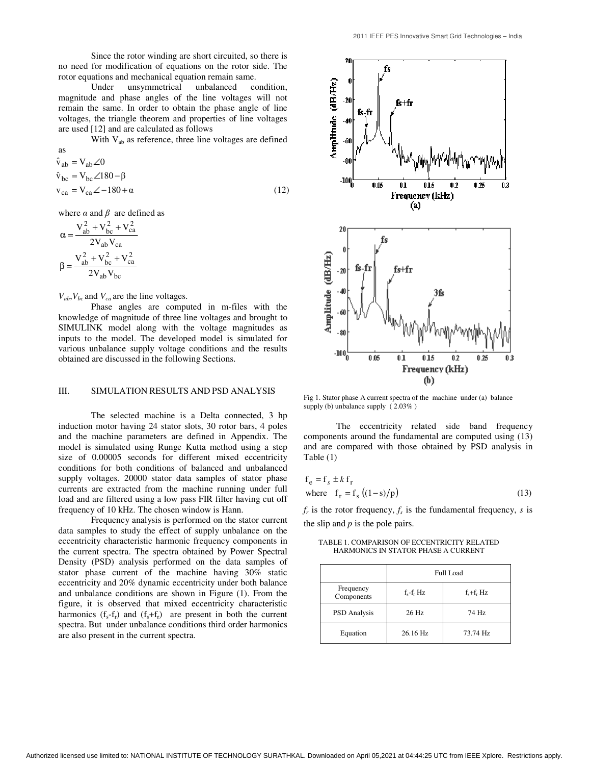Since the rotor winding are short circuited, so there is no need for modification of equations on the rotor side. The rotor equations and mechanical equation remain same.

Under unsymmetrical unbalanced condition, magnitude and phase angles of the line voltages will not remain the same. In order to obtain the phase angle of line voltages, the triangle theorem and properties of line voltages are used [12] and are calculated as follows

With $V_{ab}$ as reference, three line voltages are defined as

$$\hat{v}_{ab} = V_{ab}\angle 0$$
$$\hat{v}_{bc} = V_{bc}\angle 180 - \beta$$
$$v_{ca} = V_{ca}\angle -180 + \alpha \tag{12}$$

where $\alpha$ and $\beta$ are defined as

$$\alpha = \frac{V_{ab}^2 + V_{bc}^2 + V_{ca}^2}{2V_{ab}V_{ca}}$$

$$\beta = \frac{V_{ab}^2 + V_{bc}^2 + V_{ca}^2}{2V_{ab}V_{bc}}$$

$V_{ab}$, $V_{bc}$ and $V_{ca}$ are the line voltages.

Phase angles are computed in m-files with the knowledge of magnitude of three line voltages and brought to SIMULINK model along with the voltage magnitudes as inputs to the model. The developed model is simulated for various unbalance supply voltage conditions and the results obtained are discussed in the following Sections.

## III. SIMULATION RESULTS AND PSD ANALYSIS

The selected machine is a Delta connected, 3 hp induction motor having 24 stator slots, 30 rotor bars, 4 poles and the machine parameters are defined in Appendix. The model is simulated using Runge Kutta method using a step size of 0.00005 seconds for different mixed eccentricity conditions for both conditions of balanced and unbalanced supply voltages. 20000 stator data samples of stator phase currents are extracted from the machine running under full load and are filtered using a low pass FIR filter having cut off frequency of 10 kHz. The chosen window is Hann.

Frequency analysis is performed on the stator current data samples to study the effect of supply unbalance on the eccentricity characteristic harmonic frequency components in the current spectra. The spectra obtained by Power Spectral Density (PSD) analysis performed on the data samples of stator phase current of the machine having 30% static eccentricity and 20% dynamic eccentricity under both balance and unbalance conditions are shown in Figure (1). From the figure, it is observed that mixed eccentricity characteristic harmonics $(f_s - f_r)$ and $(f_s + f_r)$ are present in both the current spectra. But under unbalance conditions third order harmonics are also present in the current spectra.

Fig 1. Stator phase A current spectra of the machine under (a) balance supply (b) unbalance supply ( 2.03% )

The eccentricity related side band frequency components around the fundamental are computed using (13) and are compared with those obtained by PSD analysis in Table (1)

$$f_e = f_s \pm k\, f_r$$
$$\text{where} \quad f_r = f_s\left((1 - s)/p\right) \tag{13}$$

$f_r$ is the rotor frequency, $f_s$ is the fundamental frequency, $s$ is the slip and $p$ is the pole pairs.

TABLE 1. COMPARISON OF ECCENTRICITY RELATED HARMONICS IN STATOR PHASE A CURRENT

| | Full Load | |
|---|---|---|
| Frequency Components | $f_s$-$f_r$ Hz | $f_s$+$f_r$ Hz |
| PSD Analysis | 26 Hz | 74 Hz |
| Equation | 26.16 Hz | 73.74 Hz |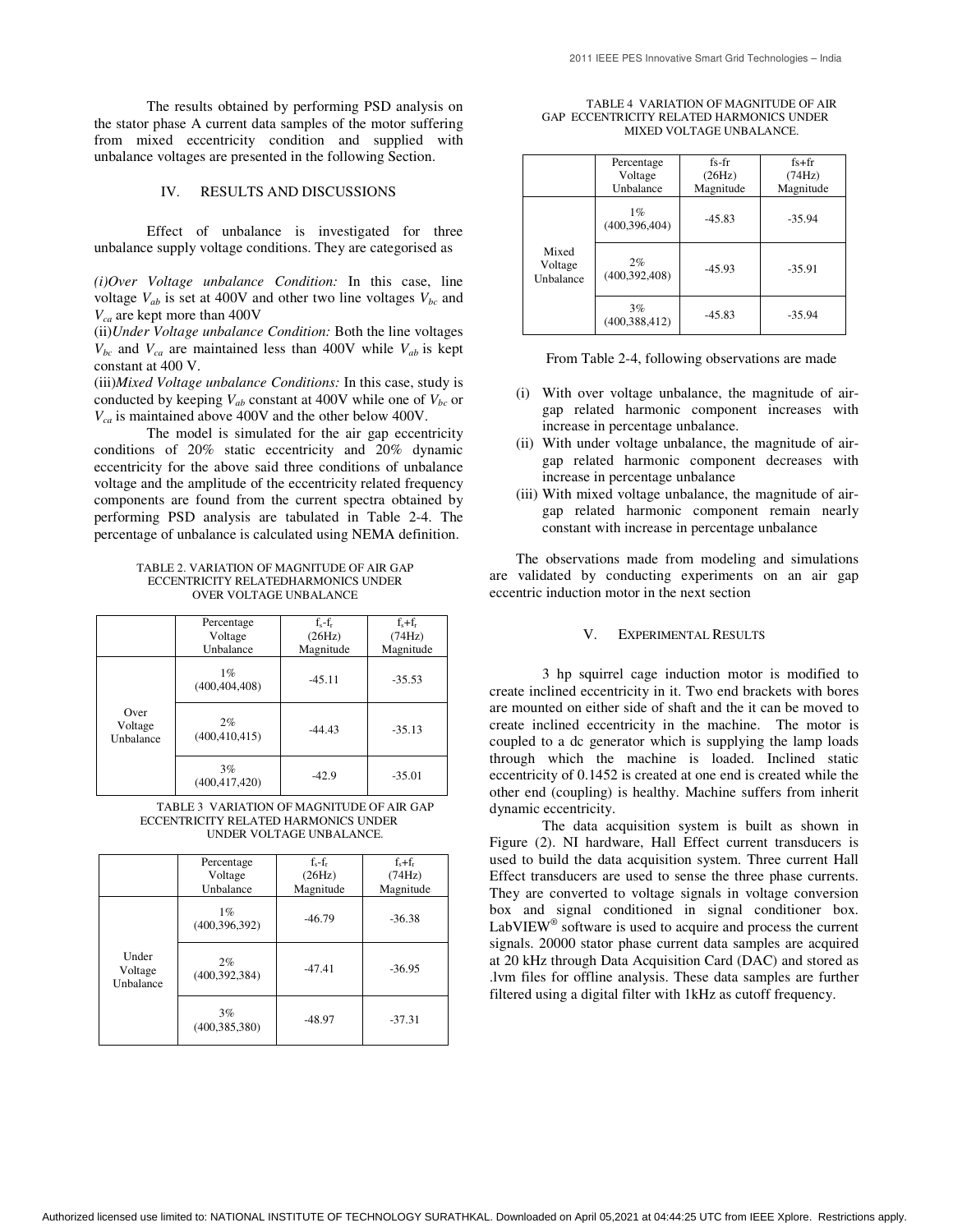The results obtained by performing PSD analysis on the stator phase A current data samples of the motor suffering from mixed eccentricity condition and supplied with unbalance voltages are presented in the following Section.

## IV. RESULTS AND DISCUSSIONS

Effect of unbalance is investigated for three unbalance supply voltage conditions. They are categorised as

*(i)Over Voltage unbalance Condition:* In this case, line voltage $V_{ab}$ is set at 400V and other two line voltages $V_{bc}$ and $V_{ca}$ are kept more than 400V

(ii)*Under Voltage unbalance Condition:* Both the line voltages $V_{bc}$ and $V_{ca}$ are maintained less than 400V while $V_{ab}$ is kept constant at 400 V.

(iii)*Mixed Voltage unbalance Conditions:* In this case, study is conducted by keeping $V_{ab}$ constant at 400V while one of $V_{bc}$ or $V_{ca}$ is maintained above 400V and the other below 400V.

The model is simulated for the air gap eccentricity conditions of 20% static eccentricity and 20% dynamic eccentricity for the above said three conditions of unbalance voltage and the amplitude of the eccentricity related frequency components are found from the current spectra obtained by performing PSD analysis are tabulated in Table 2-4. The percentage of unbalance is calculated using NEMA definition.

TABLE 2. VARIATION OF MAGNITUDE OF AIR GAP ECCENTRICITY RELATEDHARMONICS UNDER OVER VOLTAGE UNBALANCE

| | Percentage Voltage Unbalance | $f_s$-$f_r$ (26Hz) Magnitude | $f_s$+$f_r$ (74Hz) Magnitude |
|---|---|---|---|
| Over Voltage Unbalance | 1% (400,404,408) | -45.11 | -35.53 |
| | 2% (400,410,415) | -44.43 | -35.13 |
| | 3% (400,417,420) | -42.9 | -35.01 |

TABLE 3 VARIATION OF MAGNITUDE OF AIR GAP ECCENTRICITY RELATED HARMONICS UNDER UNDER VOLTAGE UNBALANCE.

| | Percentage Voltage Unbalance | $f_s$-$f_r$ (26Hz) Magnitude | $f_s$+$f_r$ (74Hz) Magnitude |
|---|---|---|---|
| Under Voltage Unbalance | 1% (400,396,392) | -46.79 | -36.38 |
| | 2% (400,392,384) | -47.41 | -36.95 |
| | 3% (400,385,380) | -48.97 | -37.31 |

TABLE 4 VARIATION OF MAGNITUDE OF AIR GAP ECCENTRICITY RELATED HARMONICS UNDER MIXED VOLTAGE UNBALANCE.

| | Percentage Voltage Unbalance | fs-fr (26Hz) Magnitude | fs+fr (74Hz) Magnitude |
|---|---|---|---|
| Mixed Voltage Unbalance | 1% (400,396,404) | -45.83 | -35.94 |
| | 2% (400,392,408) | -45.93 | -35.91 |
| | 3% (400,388,412) | -45.83 | -35.94 |

From Table 2-4, following observations are made

(i) With over voltage unbalance, the magnitude of air-gap related harmonic component increases with increase in percentage unbalance.

(ii) With under voltage unbalance, the magnitude of air-gap related harmonic component decreases with increase in percentage unbalance

(iii) With mixed voltage unbalance, the magnitude of air-gap related harmonic component remain nearly constant with increase in percentage unbalance

The observations made from modeling and simulations are validated by conducting experiments on an air gap eccentric induction motor in the next section

## V. EXPERIMENTAL RESULTS

3 hp squirrel cage induction motor is modified to create inclined eccentricity in it. Two end brackets with bores are mounted on either side of shaft and the it can be moved to create inclined eccentricity in the machine. The motor is coupled to a dc generator which is supplying the lamp loads through which the machine is loaded. Inclined static eccentricity of 0.1452 is created at one end is created while the other end (coupling) is healthy. Machine suffers from inherit dynamic eccentricity.

The data acquisition system is built as shown in Figure (2). NI hardware, Hall Effect current transducers is used to build the data acquisition system. Three current Hall Effect transducers are used to sense the three phase currents. They are converted to voltage signals in voltage conversion box and signal conditioned in signal conditioner box. LabVIEW® software is used to acquire and process the current signals. 20000 stator phase current data samples are acquired at 20 kHz through Data Acquisition Card (DAC) and stored as .lvm files for offline analysis. These data samples are further filtered using a digital filter with 1kHz as cutoff frequency.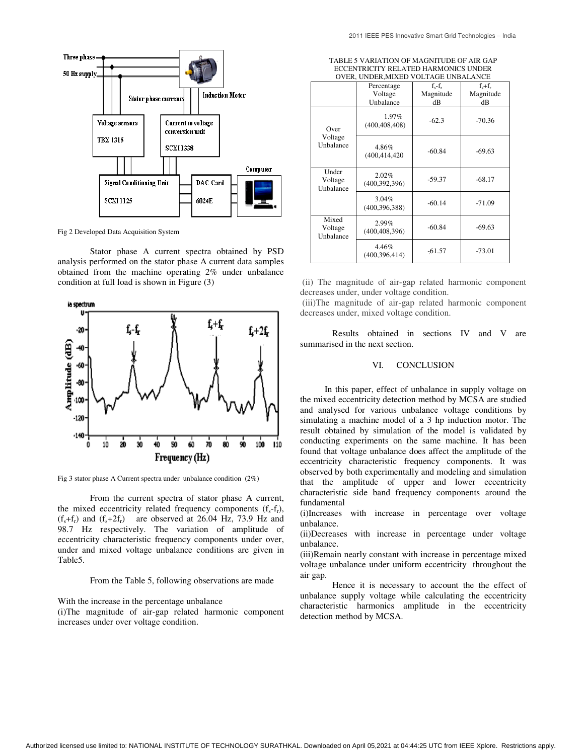Fig 2 Developed Data Acquisition System

Stator phase A current spectra obtained by PSD analysis performed on the stator phase A current data samples obtained from the machine operating 2% under unbalance condition at full load is shown in Figure (3)

Fig 3 stator phase A Current spectra under unbalance condition (2%)

From the current spectra of stator phase A current, the mixed eccentricity related frequency components ($f_s$-$f_r$), ($f_s$+$f_r$) and ($f_s$+2$f_r$) are observed at 26.04 Hz, 73.9 Hz and 98.7 Hz respectively. The variation of amplitude of eccentricity characteristic frequency components under over, under and mixed voltage unbalance conditions are given in Table5.

From the Table 5, following observations are made

With the increase in the percentage unbalance

(i)The magnitude of air-gap related harmonic component increases under over voltage condition.

TABLE 5 VARIATION OF MAGNITUDE OF AIR GAP ECCENTRICITY RELATED HARMONICS UNDER OVER, UNDER,MIXED VOLTAGE UNBALANCE

| | Percentage Voltage Unbalance | $f_s$-$f_r$ Magnitude dB | $f_s$+$f_r$ Magnitude dB |
|---|---|---|---|
| Over Voltage Unbalance | 1.97% (400,408,408) | -62.3 | -70.36 |
| | 4.86% (400,414,420 | -60.84 | -69.63 |
| Under Voltage Unbalance | 2.02% (400,392,396) | -59.37 | -68.17 |
| | 3.04% (400,396,388) | -60.14 | -71.09 |
| Mixed Voltage Unbalance | 2.99% (400,408,396) | -60.84 | -69.63 |
| | 4.46% (400,396,414) | -61.57 | -73.01 |

(ii) The magnitude of air-gap related harmonic component decreases under, under voltage condition.

(iii)The magnitude of air-gap related harmonic component decreases under, mixed voltage condition.

Results obtained in sections IV and V are summarised in the next section.

## VI. CONCLUSION

In this paper, effect of unbalance in supply voltage on the mixed eccentricity detection method by MCSA are studied and analysed for various unbalance voltage conditions by simulating a machine model of a 3 hp induction motor. The result obtained by simulation of the model is validated by conducting experiments on the same machine. It has been found that voltage unbalance does affect the amplitude of the eccentricity characteristic frequency components. It was observed by both experimentally and modeling and simulation that the amplitude of upper and lower eccentricity characteristic side band frequency components around the fundamental

(i)Increases with increase in percentage over voltage unbalance.

(ii)Decreases with increase in percentage under voltage unbalance.

(iii)Remain nearly constant with increase in percentage mixed voltage unbalance under uniform eccentricity throughout the air gap.

Hence it is necessary to account the the effect of unbalance supply voltage while calculating the eccentricity characteristic harmonics amplitude in the eccentricity detection method by MCSA.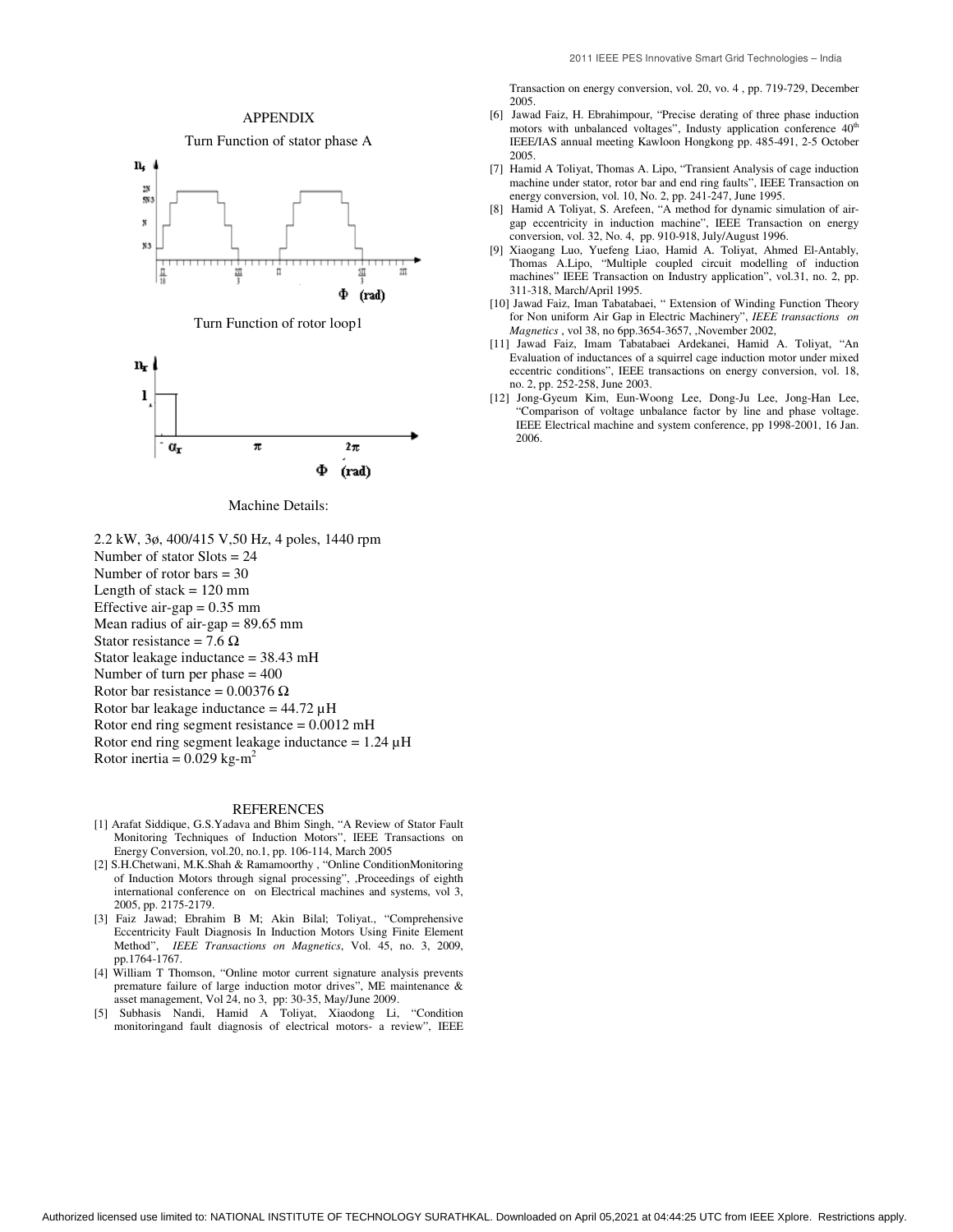## APPENDIX

Turn Function of stator phase A

$n_s$

2N

5N/3

N

N/3

$\frac{\pi}{18}$ $\frac{2\pi}{3}$ $\pi$ $\frac{5\pi}{3}$ $2\pi$

Φ (rad)

Turn Function of rotor loop1

$n_r$

1

$\alpha_r$ $\pi$ $2\pi$

Φ (rad)

Machine Details:

2.2 kW, 3ø, 400/415 V,50 Hz, 4 poles, 1440 rpm
Number of stator Slots = 24
Number of rotor bars = 30
Length of stack = 120 mm
Effective air-gap = 0.35 mm
Mean radius of air-gap = 89.65 mm
Stator resistance = 7.6 Ω
Stator leakage inductance = 38.43 mH
Number of turn per phase = 400
Rotor bar resistance = 0.00376 Ω
Rotor bar leakage inductance = 44.72 μH
Rotor end ring segment resistance = 0.0012 mH
Rotor end ring segment leakage inductance = 1.24 μH
Rotor inertia = 0.029 kg-m$^2$

## REFERENCES

[1] Arafat Siddique, G.S.Yadava and Bhim Singh, "A Review of Stator Fault Monitoring Techniques of Induction Motors", IEEE Transactions on Energy Conversion, vol.20, no.1, pp. 106-114, March 2005

[2] S.H.Chetwani, M.K.Shah & Ramamoorthy , "Online ConditionMonitoring of Induction Motors through signal processing", ,Proceedings of eighth international conference on on Electrical machines and systems, vol 3, 2005, pp. 2175-2179.

[3] Faiz Jawad; Ebrahim B M; Akin Bilal; Toliyat., "Comprehensive Eccentricity Fault Diagnosis In Induction Motors Using Finite Element Method", *IEEE Transactions on Magnetics*, Vol. 45, no. 3, 2009, pp.1764-1767.

[4] William T Thomson, "Online motor current signature analysis prevents premature failure of large induction motor drives", ME maintenance & asset management, Vol 24, no 3, pp: 30-35, May/June 2009.

[5] Subhasis Nandi, Hamid A Toliyat, Xiaodong Li, "Condition monitoringand fault diagnosis of electrical motors- a review", IEEE Transaction on energy conversion, vol. 20, vo. 4 , pp. 719-729, December 2005.

[6] Jawad Faiz, H. Ebrahimpour, "Precise derating of three phase induction motors with unbalanced voltages", Industy application conference 40th IEEE/IAS annual meeting Kawloon Hongkong pp. 485-491, 2-5 October 2005.

[7] Hamid A Toliyat, Thomas A. Lipo, "Transient Analysis of cage induction machine under stator, rotor bar and end ring faults", IEEE Transaction on energy conversion, vol. 10, No. 2, pp. 241-247, June 1995.

[8] Hamid A Toliyat, S. Arefeen, "A method for dynamic simulation of air-gap eccentricity in induction machine", IEEE Transaction on energy conversion, vol. 32, No. 4, pp. 910-918, July/August 1996.

[9] Xiaogang Luo, Yuefeng Liao, Hamid A. Toliyat, Ahmed El-Antably, Thomas A.Lipo, "Multiple coupled circuit modelling of induction machines" IEEE Transaction on Industry application", vol.31, no. 2, pp. 311-318, March/April 1995.

[10] Jawad Faiz, Iman Tabatabaei, " Extension of Winding Function Theory for Non uniform Air Gap in Electric Machinery", *IEEE transactions on Magnetics* , vol 38, no 6pp.3654-3657, ,November 2002,

[11] Jawad Faiz, Imam Tabatabaei Ardekanei, Hamid A. Toliyat, "An Evaluation of inductances of a squirrel cage induction motor under mixed eccentric conditions", IEEE transactions on energy conversion, vol. 18, no. 2, pp. 252-258, June 2003.

[12] Jong-Gyeum Kim, Eun-Woong Lee, Dong-Ju Lee, Jong-Han Lee, "Comparison of voltage unbalance factor by line and phase voltage. IEEE Electrical machine and system conference, pp 1998-2001, 16 Jan. 2006.